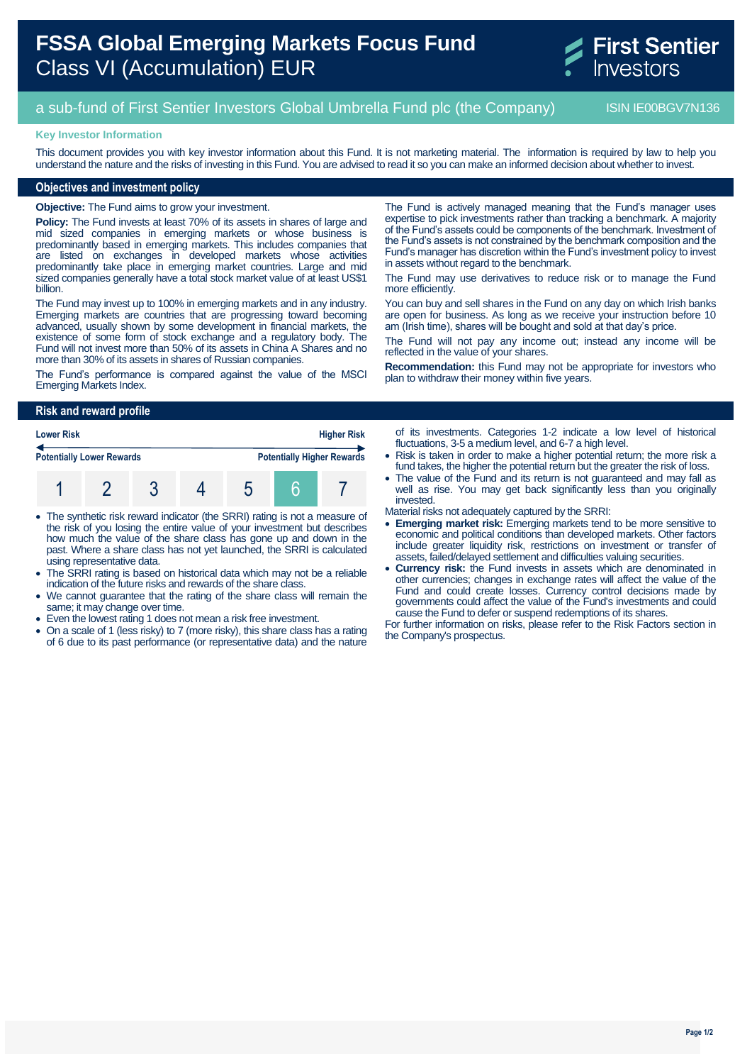# FSSA Global Emerging Markets Focus Fund
## Class VI (Accumulation) EUR

First Sentier Investors

a sub-fund of First Sentier Investors Global Umbrella Fund plc (the Company) ISIN IE00BGV7N136

**Key Investor Information**

This document provides you with key investor information about this Fund. It is not marketing material. The information is required by law to help you understand the nature and the risks of investing in this Fund. You are advised to read it so you can make an informed decision about whether to invest.

## Objectives and investment policy

**Objective:** The Fund aims to grow your investment.

**Policy:** The Fund invests at least 70% of its assets in shares of large and mid sized companies in emerging markets or whose business is predominantly based in emerging markets. This includes companies that are listed on exchanges in developed markets whose activities predominantly take place in emerging market countries. Large and mid sized companies generally have a total stock market value of at least US$1 billion.

The Fund may invest up to 100% in emerging markets and in any industry. Emerging markets are countries that are progressing toward becoming advanced, usually shown by some development in financial markets, the existence of some form of stock exchange and a regulatory body. The Fund will not invest more than 50% of its assets in China A Shares and no more than 30% of its assets in shares of Russian companies.

The Fund's performance is compared against the value of the MSCI Emerging Markets Index.

The Fund is actively managed meaning that the Fund's manager uses expertise to pick investments rather than tracking a benchmark. A majority of the Fund's assets could be components of the benchmark. Investment of the Fund's assets is not constrained by the benchmark composition and the Fund's manager has discretion within the Fund's investment policy to invest in assets without regard to the benchmark.

The Fund may use derivatives to reduce risk or to manage the Fund more efficiently.

You can buy and sell shares in the Fund on any day on which Irish banks are open for business. As long as we receive your instruction before 10 am (Irish time), shares will be bought and sold at that day's price.

The Fund will not pay any income out; instead any income will be reflected in the value of your shares.

**Recommendation:** this Fund may not be appropriate for investors who plan to withdraw their money within five years.

## Risk and reward profile

**Lower Risk** ← → **Higher Risk**

**Potentially Lower Rewards** — **Potentially Higher Rewards**

| 1 | 2 | 3 | 4 | 5 | **6** | 7 |
|---|---|---|---|---|---|---|

- The synthetic risk reward indicator (the SRRI) rating is not a measure of the risk of you losing the entire value of your investment but describes how much the value of the share class has gone up and down in the past. Where a share class has not yet launched, the SRRI is calculated using representative data.
- The SRRI rating is based on historical data which may not be a reliable indication of the future risks and rewards of the share class.
- We cannot guarantee that the rating of the share class will remain the same; it may change over time.
- Even the lowest rating 1 does not mean a risk free investment.
- On a scale of 1 (less risky) to 7 (more risky), this share class has a rating of 6 due to its past performance (or representative data) and the nature of its investments. Categories 1-2 indicate a low level of historical fluctuations, 3-5 a medium level, and 6-7 a high level.
- Risk is taken in order to make a higher potential return; the more risk a fund takes, the higher the potential return but the greater the risk of loss.
- The value of the Fund and its return is not guaranteed and may fall as well as rise. You may get back significantly less than you originally invested.

Material risks not adequately captured by the SRRI:

- **Emerging market risk:** Emerging markets tend to be more sensitive to economic and political conditions than developed markets. Other factors include greater liquidity risk, restrictions on investment or transfer of assets, failed/delayed settlement and difficulties valuing securities.
- **Currency risk:** the Fund invests in assets which are denominated in other currencies; changes in exchange rates will affect the value of the Fund and could create losses. Currency control decisions made by governments could affect the value of the Fund's investments and could cause the Fund to defer or suspend redemptions of its shares.

For further information on risks, please refer to the Risk Factors section in the Company's prospectus.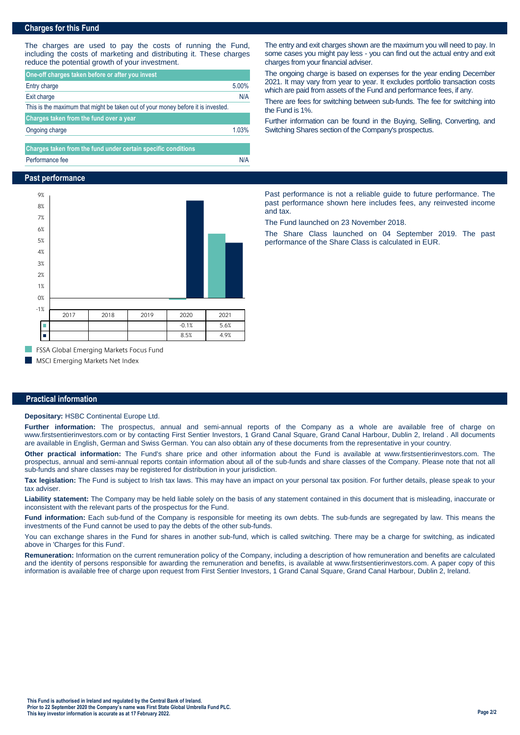## Charges for this Fund

The charges are used to pay the costs of running the Fund, including the costs of marketing and distributing it. These charges reduce the potential growth of your investment.

| One-off charges taken before or after you invest | |
|---|---|
| Entry charge | 5.00% |
| Exit charge | N/A |
| This is the maximum that might be taken out of your money before it is invested. | |
| **Charges taken from the fund over a year** | |
| Ongoing charge | 1.03% |
| **Charges taken from the fund under certain specific conditions** | |
| Performance fee | N/A |

The entry and exit charges shown are the maximum you will need to pay. In some cases you might pay less - you can find out the actual entry and exit charges from your financial adviser.

The ongoing charge is based on expenses for the year ending December 2021. It may vary from year to year. It excludes portfolio transaction costs which are paid from assets of the Fund and performance fees, if any.

There are fees for switching between sub-funds. The fee for switching into the Fund is 1%.

Further information can be found in the Buying, Selling, Converting, and Switching Shares section of the Company's prospectus.

## Past performance

9%
8%
7%
6%
5%
4%
3%
2%
1%
0%
-1%

2017 2018 2019 2020 2021

FSSA Global Emerging Markets Focus Fund: 2020 -0.1%, 2021 5.6%

MSCI Emerging Markets Net Index: 2020 8.5%, 2021 4.9%

Past performance is not a reliable guide to future performance. The past performance shown here includes fees, any reinvested income and tax.

The Fund launched on 23 November 2018.

The Share Class launched on 04 September 2019. The past performance of the Share Class is calculated in EUR.

## Practical information

**Depositary:** HSBC Continental Europe Ltd.

**Further information:** The prospectus, annual and semi-annual reports of the Company as a whole are available free of charge on www.firstsentierinvestors.com or by contacting First Sentier Investors, 1 Grand Canal Square, Grand Canal Harbour, Dublin 2, Ireland . All documents are available in English, German and Swiss German. You can also obtain any of these documents from the representative in your country.

**Other practical information:** The Fund's share price and other information about the Fund is available at www.firstsentierinvestors.com. The prospectus, annual and semi-annual reports contain information about all of the sub-funds and share classes of the Company. Please note that not all sub-funds and share classes may be registered for distribution in your jurisdiction.

**Tax legislation:** The Fund is subject to Irish tax laws. This may have an impact on your personal tax position. For further details, please speak to your tax adviser.

**Liability statement:** The Company may be held liable solely on the basis of any statement contained in this document that is misleading, inaccurate or inconsistent with the relevant parts of the prospectus for the Fund.

**Fund information:** Each sub-fund of the Company is responsible for meeting its own debts. The sub-funds are segregated by law. This means the investments of the Fund cannot be used to pay the debts of the other sub-funds.

You can exchange shares in the Fund for shares in another sub-fund, which is called switching. There may be a charge for switching, as indicated above in 'Charges for this Fund'.

**Remuneration:** Information on the current remuneration policy of the Company, including a description of how remuneration and benefits are calculated and the identity of persons responsible for awarding the remuneration and benefits, is available at www.firstsentierinvestors.com. A paper copy of this information is available free of charge upon request from First Sentier Investors, 1 Grand Canal Square, Grand Canal Harbour, Dublin 2, Ireland.

**This Fund is authorised in Ireland and regulated by the Central Bank of Ireland.**
**Prior to 22 September 2020 the Company's name was First State Global Umbrella Fund PLC.**
**This key investor information is accurate as at 17 February 2022.**